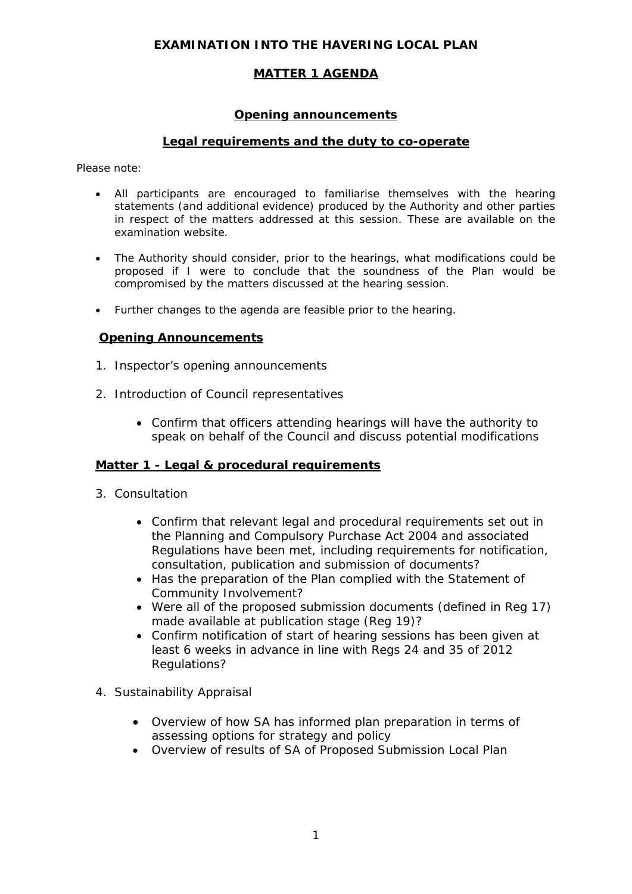# EXAMINATION INTO THE HAVERING LOCAL PLAN

## MATTER 1 AGENDA

## Opening announcements

## Legal requirements and the duty to co-operate

Please note:

- All participants are encouraged to familiarise themselves with the hearing statements (and additional evidence) produced by the Authority and other parties in respect of the matters addressed at this session. These are available on the examination website.
- The Authority should consider, prior to the hearings, what modifications could be proposed if I were to conclude that the soundness of the Plan would be compromised by the matters discussed at the hearing session.
- Further changes to the agenda are feasible prior to the hearing.

### Opening Announcements

1. Inspector's opening announcements
2. Introduction of Council representatives
   - Confirm that officers attending hearings will have the authority to speak on behalf of the Council and discuss potential modifications

### Matter 1 - Legal & procedural requirements

3. Consultation
   - Confirm that relevant legal and procedural requirements set out in the Planning and Compulsory Purchase Act 2004 and associated Regulations have been met, including requirements for notification, consultation, publication and submission of documents?
   - Has the preparation of the Plan complied with the Statement of Community Involvement?
   - Were all of the proposed submission documents (defined in Reg 17) made available at publication stage (Reg 19)?
   - Confirm notification of start of hearing sessions has been given at least 6 weeks in advance in line with Regs 24 and 35 of 2012 Regulations?
4. Sustainability Appraisal
   - Overview of how SA has informed plan preparation in terms of assessing options for strategy and policy
   - Overview of results of SA of Proposed Submission Local Plan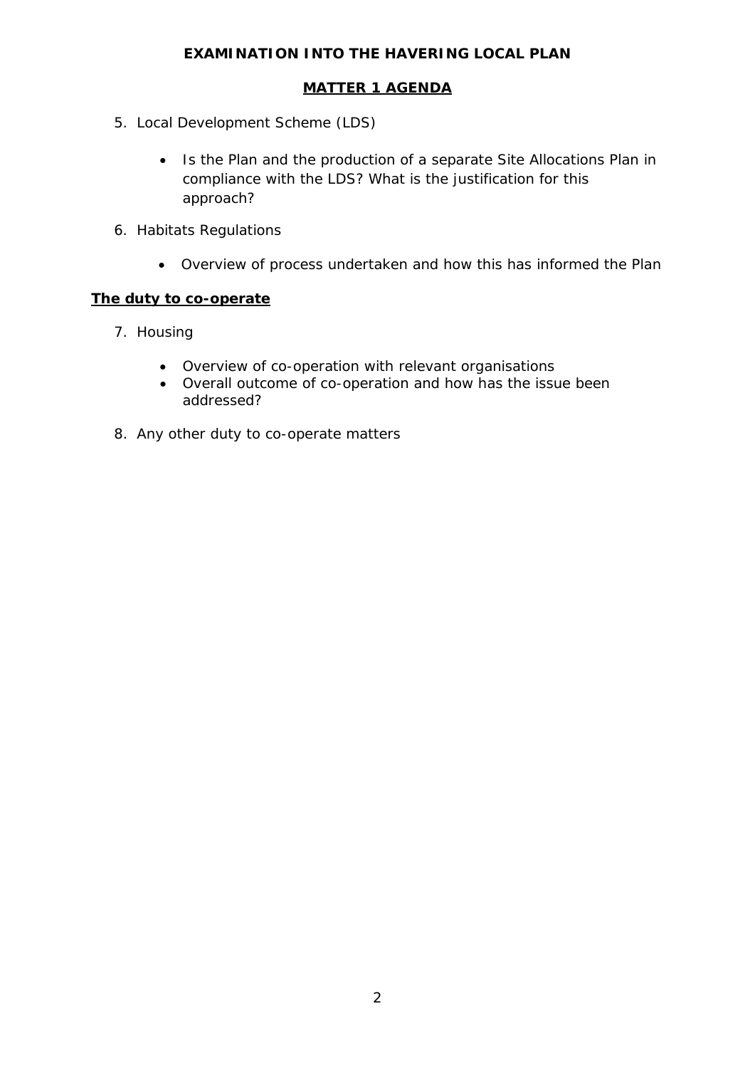**EXAMINATION INTO THE HAVERING LOCAL PLAN**

**MATTER 1 AGENDA**

5. Local Development Scheme (LDS)

    - Is the Plan and the production of a separate Site Allocations Plan in compliance with the LDS? What is the justification for this approach?

6. Habitats Regulations

    - Overview of process undertaken and how this has informed the Plan

**The duty to co-operate**

7. Housing

    - Overview of co-operation with relevant organisations
    - Overall outcome of co-operation and how has the issue been addressed?

8. Any other duty to co-operate matters